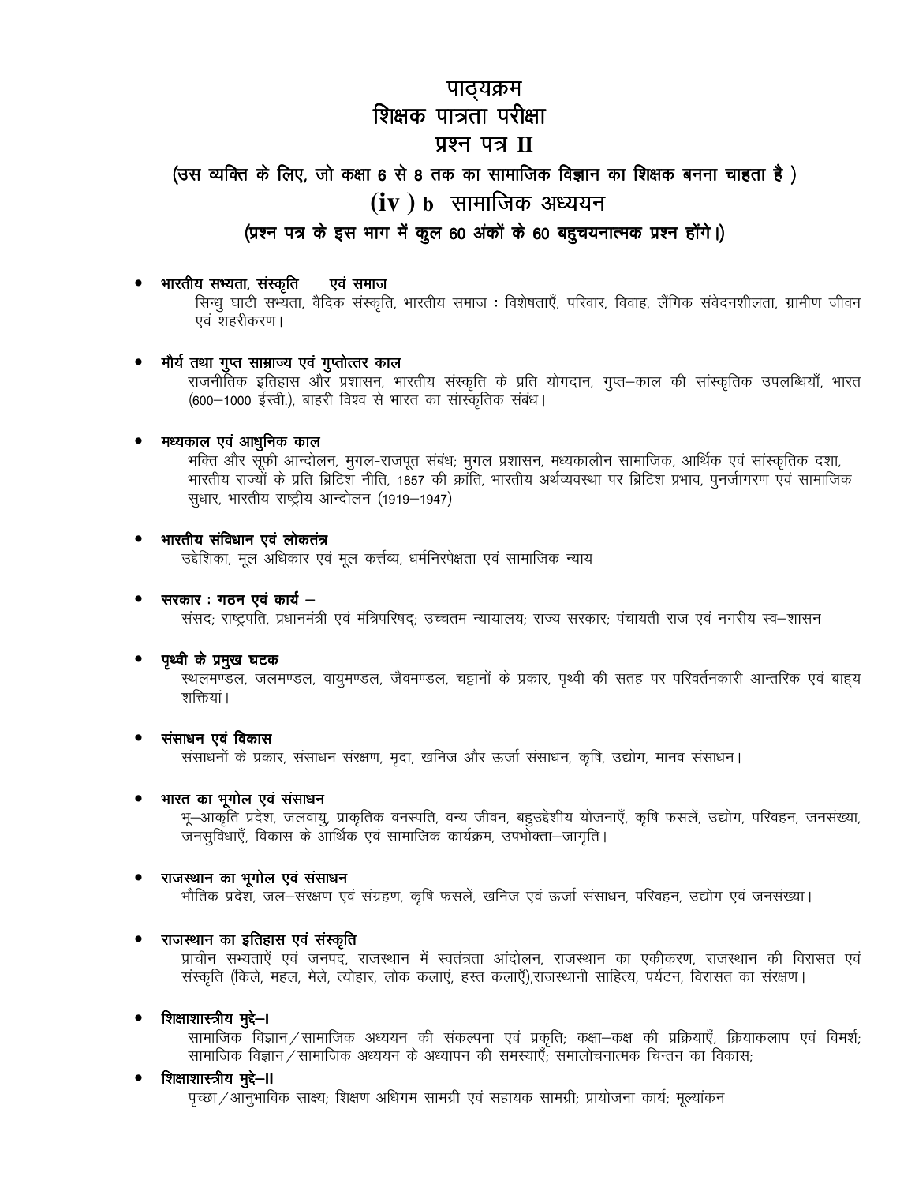# पाठ्यक्रम

# शिक्षक पात्रता परीक्षा

## प्रश्न पत्र II

**(उस व्यक्ति के लिए, जो कक्षा 6 से 8 तक का सामाजिक विज्ञान का शिक्षक बनना चाहता है )**

## (iv ) b सामाजिक अध्ययन

**(प्रश्न पत्र के इस भाग में कुल 60 अंकों के 60 बहुचयनात्मक प्रश्न होंगे।)**

- **भारतीय सभ्यता, संस्कृति एवं समाज**
  सिन्धु घाटी सभ्यता, वैदिक संस्कृति, भारतीय समाज : विशेषताएँ, परिवार, विवाह, लैंगिक संवेदनशीलता, ग्रामीण जीवन एवं शहरीकरण।

- **मौर्य तथा गुप्त साम्राज्य एवं गुप्तोत्तर काल**
  राजनीतिक इतिहास और प्रशासन, भारतीय संस्कृति के प्रति योगदान, गुप्त–काल की सांस्कृतिक उपलब्धियाँ, भारत (600–1000 ईस्वी.), बाहरी विश्व से भारत का सांस्कृतिक संबंध।

- **मध्यकाल एवं आधुनिक काल**
  भक्ति और सूफी आन्दोलन, मुगल-राजपूत संबंध; मुगल प्रशासन, मध्यकालीन सामाजिक, आर्थिक एवं सांस्कृतिक दशा, भारतीय राज्यों के प्रति ब्रिटिश नीति, 1857 की क्रांति, भारतीय अर्थव्यवस्था पर ब्रिटिश प्रभाव, पुनर्जागरण एवं सामाजिक सुधार, भारतीय राष्ट्रीय आन्दोलन (1919–1947)

- **भारतीय संविधान एवं लोकतंत्र**
  उद्देशिका, मूल अधिकार एवं मूल कर्त्तव्य, धर्मनिरपेक्षता एवं सामाजिक न्याय

- **सरकार : गठन एवं कार्य –**
  संसद; राष्ट्रपति, प्रधानमंत्री एवं मंत्रिपरिषद्; उच्चतम न्यायालय; राज्य सरकार; पंचायती राज एवं नगरीय स्व–शासन

- **पृथ्वी के प्रमुख घटक**
  स्थलमण्डल, जलमण्डल, वायुमण्डल, जैवमण्डल, चट्टानों के प्रकार, पृथ्वी की सतह पर परिवर्तनकारी आन्तरिक एवं बाह्य शक्तियां।

- **संसाधन एवं विकास**
  संसाधनों के प्रकार, संसाधन संरक्षण, मृदा, खनिज और ऊर्जा संसाधन, कृषि, उद्योग, मानव संसाधन।

- **भारत का भूगोल एवं संसाधन**
  भू–आकृति प्रदेश, जलवायु, प्राकृतिक वनस्पति, वन्य जीवन, बहुउद्देशीय योजनाएँ, कृषि फसलें, उद्योग, परिवहन, जनसंख्या, जनसुविधाएँ, विकास के आर्थिक एवं सामाजिक कार्यक्रम, उपभोक्ता–जागृति।

- **राजस्थान का भूगोल एवं संसाधन**
  भौतिक प्रदेश, जल–संरक्षण एवं संग्रहण, कृषि फसलें, खनिज एवं ऊर्जा संसाधन, परिवहन, उद्योग एवं जनसंख्या।

- **राजस्थान का इतिहास एवं संस्कृति**
  प्राचीन सभ्यताऐं एवं जनपद, राजस्थान में स्वतंत्रता आंदोलन, राजस्थान का एकीकरण, राजस्थान की विरासत एवं संस्कृति (किले, महल, मेले, त्योहार, लोक कलाएं, हस्त कलाएँ),राजस्थानी साहित्य, पर्यटन, विरासत का संरक्षण।

- **शिक्षाशास्त्रीय मुद्दे–I**
  सामाजिक विज्ञान / सामाजिक अध्ययन की संकल्पना एवं प्रकृति; कक्षा–कक्ष की प्रक्रियाएँ, क्रियाकलाप एवं विमर्श; सामाजिक विज्ञान / सामाजिक अध्ययन के अध्यापन की समस्याएँ; समालोचनात्मक चिन्तन का विकास;

- **शिक्षाशास्त्रीय मुद्दे–II**
  पृच्छा / आनुभाविक साक्ष्य; शिक्षण अधिगम सामग्री एवं सहायक सामग्री; प्रायोजना कार्य; मूल्यांकन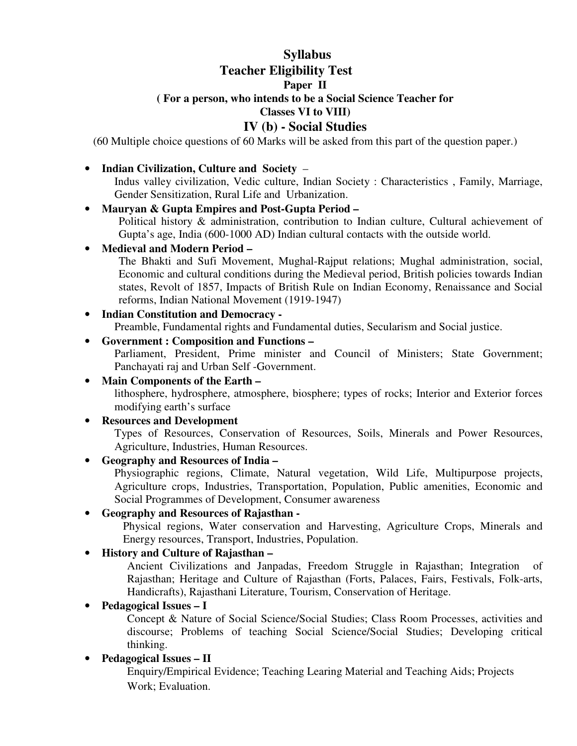# Syllabus
## Teacher Eligibility Test
### Paper II
**( For a person, who intends to be a Social Science Teacher for Classes VI to VIII)**

## IV (b) - Social Studies

(60 Multiple choice questions of 60 Marks will be asked from this part of the question paper.)

- **Indian Civilization, Culture and Society** –
  Indus valley civilization, Vedic culture, Indian Society : Characteristics , Family, Marriage, Gender Sensitization, Rural Life and Urbanization.
- **Mauryan & Gupta Empires and Post-Gupta Period –**
  Political history & administration, contribution to Indian culture, Cultural achievement of Gupta's age, India (600-1000 AD) Indian cultural contacts with the outside world.
- **Medieval and Modern Period –**
  The Bhakti and Sufi Movement, Mughal-Rajput relations; Mughal administration, social, Economic and cultural conditions during the Medieval period, British policies towards Indian states, Revolt of 1857, Impacts of British Rule on Indian Economy, Renaissance and Social reforms, Indian National Movement (1919-1947)
- **Indian Constitution and Democracy -**
  Preamble, Fundamental rights and Fundamental duties, Secularism and Social justice.
- **Government : Composition and Functions –**
  Parliament, President, Prime minister and Council of Ministers; State Government; Panchayati raj and Urban Self -Government.
- **Main Components of the Earth –**
  lithosphere, hydrosphere, atmosphere, biosphere; types of rocks; Interior and Exterior forces modifying earth's surface
- **Resources and Development**
  Types of Resources, Conservation of Resources, Soils, Minerals and Power Resources, Agriculture, Industries, Human Resources.
- **Geography and Resources of India –**
  Physiographic regions, Climate, Natural vegetation, Wild Life, Multipurpose projects, Agriculture crops, Industries, Transportation, Population, Public amenities, Economic and Social Programmes of Development, Consumer awareness
- **Geography and Resources of Rajasthan -**
  Physical regions, Water conservation and Harvesting, Agriculture Crops, Minerals and Energy resources, Transport, Industries, Population.
- **History and Culture of Rajasthan –**
  Ancient Civilizations and Janpadas, Freedom Struggle in Rajasthan; Integration of Rajasthan; Heritage and Culture of Rajasthan (Forts, Palaces, Fairs, Festivals, Folk-arts, Handicrafts), Rajasthani Literature, Tourism, Conservation of Heritage.
- **Pedagogical Issues – I**
  Concept & Nature of Social Science/Social Studies; Class Room Processes, activities and discourse; Problems of teaching Social Science/Social Studies; Developing critical thinking.
- **Pedagogical Issues – II**
  Enquiry/Empirical Evidence; Teaching Learing Material and Teaching Aids; Projects Work; Evaluation.